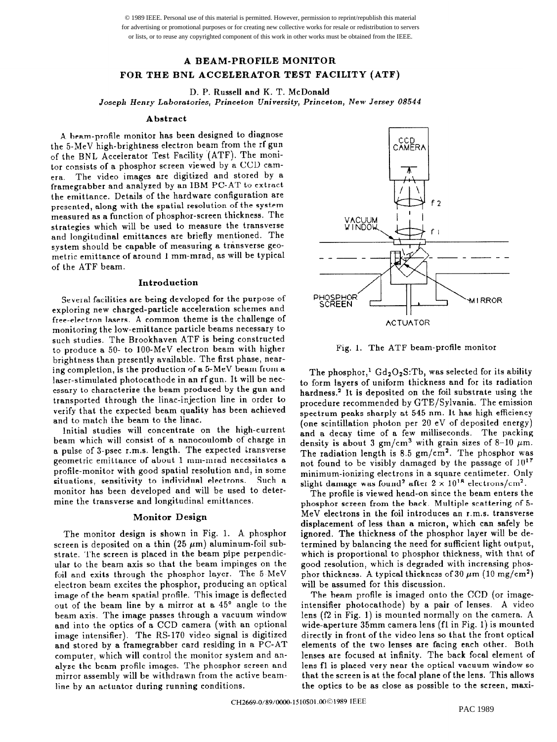© 1989 IEEE. Personal use of this material is permitted. However, permission to reprint/republish this material for advertising or promotional purposes or for creating new collective works for resale or redistribution to servers or lists, or to reuse any copyrighted component of this work in other works must be obtained from the IEEE.

# A BEAM-PROFILE MONITOR FOR THE BNL ACCELERATOR TEST FACILITY (ATF)

D. P. Russell and K. T. McDonald

*Joseph Henry Laboratories, Princeton University, Princeton, New Jersey 08544*

## Abstract

A beam-profile monitor has been designed to diagnose the 5-MeV high-brightness electron beam from the rf gun of the BNL Accelerator Test Facility (ATF). The monitor consists of a phosphor screen viewed by a CCD camera. The video images are digitized and stored by a framegrabber and analyzed by an IBM PC-AT to extract the emittance. Details of the hardware configuration are presented, along with the spatial resolution of the system measured as a function of phosphor-screen thickness. The strategies which will be used to measure the transverse and longitudinal emittances are briefly mentioned. The system should be capable of measuring a transverse geometric emittance of around 1 mm-mrad, as will be typical of the ATF beam.

## Introduction

Several facilities are being developed for the purpose of exploring new charged-particle acceleration schemes and free-electron lasers. A common theme is the challenge of monitoring the low-emittance particle beams necessary to such studies. The Brookhaven ATF is being constructed to produce a 50- to 100-MeV electron beam with higher brightness than presently available. The first phase, nearing completion, is the production of a 5-MeV beam from a laser-stimulated photocathode in an rf gun. It will be necessary to characterize the beam produced by the gun and transported through the linac-injection line in order to verify that the expected beam quality has been achieved and to match the beam to the linac.

Initial studies will concentrate on the high-current beam which will consist of a nanocoulomb of charge in a pulse of 3-psec r.m.s. length. The expected transverse geometric emittance of about 1 mm-mrad necessitates a profile-monitor with good spatial resolution and, in some situations, sensitivity to individual electrons. Such a monitor has been developed and will be used to determine the transverse and longitudinal emittances.

## Monitor Design

The monitor design is shown in Fig. 1. A phosphor screen is deposited on a thin (25 $\mu$m) aluminum-foil substrate. The screen is placed in the beam pipe perpendicular to the beam axis so that the beam impinges on the foil and exits through the phosphor layer. The 5 MeV electron beam excites the phosphor, producing an optical image of the beam spatial profile. This image is deflected out of the beam line by a mirror at a 45° angle to the beam axis. The image passes through a vacuum window and into the optics of a CCD camera (with an optional image intensifier). The RS-170 video signal is digitized and stored by a framegrabber card residing in a PC-AT computer, which will control the monitor system and analyze the beam profile images. The phosphor screen and mirror assembly will be withdrawn from the active beamline by an actuator during running conditions.

Fig. 1. The ATF beam-profile monitor

The phosphor,[1] $Gd_2O_2S$:Tb, was selected for its ability to form layers of uniform thickness and for its radiation hardness.[2] It is deposited on the foil substrate using the procedure recommended by GTE/Sylvania. The emission spectrum peaks sharply at 545 nm. It has high efficiency (one scintillation photon per 20 eV of deposited energy) and a decay time of a few milliseconds. The packing density is about 3 gm/cm$^3$ with grain sizes of 8–10 $\mu$m. The radiation length is 8.5 gm/cm$^2$. The phosphor was not found to be visibly damaged by the passage of $10^{17}$ minimum-ionizing electrons in a square centimeter. Only slight damage was found[2] after $2 \times 10^{18}$ electrons/cm$^2$.

The profile is viewed head-on since the beam enters the phosphor screen from the back. Multiple scattering of 5-MeV electrons in the foil introduces an r.m.s. transverse displacement of less than a micron, which can safely be ignored. The thickness of the phosphor layer will be determined by balancing the need for sufficient light output, which is proportional to phosphor thickness, with that of good resolution, which is degraded with increasing phosphor thickness. A typical thickness of 30 $\mu$m (10 mg/cm$^2$) will be assumed for this discussion.

The beam profile is imaged onto the CCD (or image-intensifier photocathode) by a pair of lenses. A video lens (f2 in Fig. 1) is mounted normally on the camera. A wide-aperture 35mm camera lens (f1 in Fig. 1) is mounted directly in front of the video lens so that the front optical elements of the two lenses are facing each other. Both lenses are focused at infinity. The back focal element of lens f1 is placed very near the optical vacuum window so that the screen is at the focal plane of the lens. This allows the optics to be as close as possible to the screen, maxi-

CH2669-0/89/0000-1510$01.00©1989 IEEE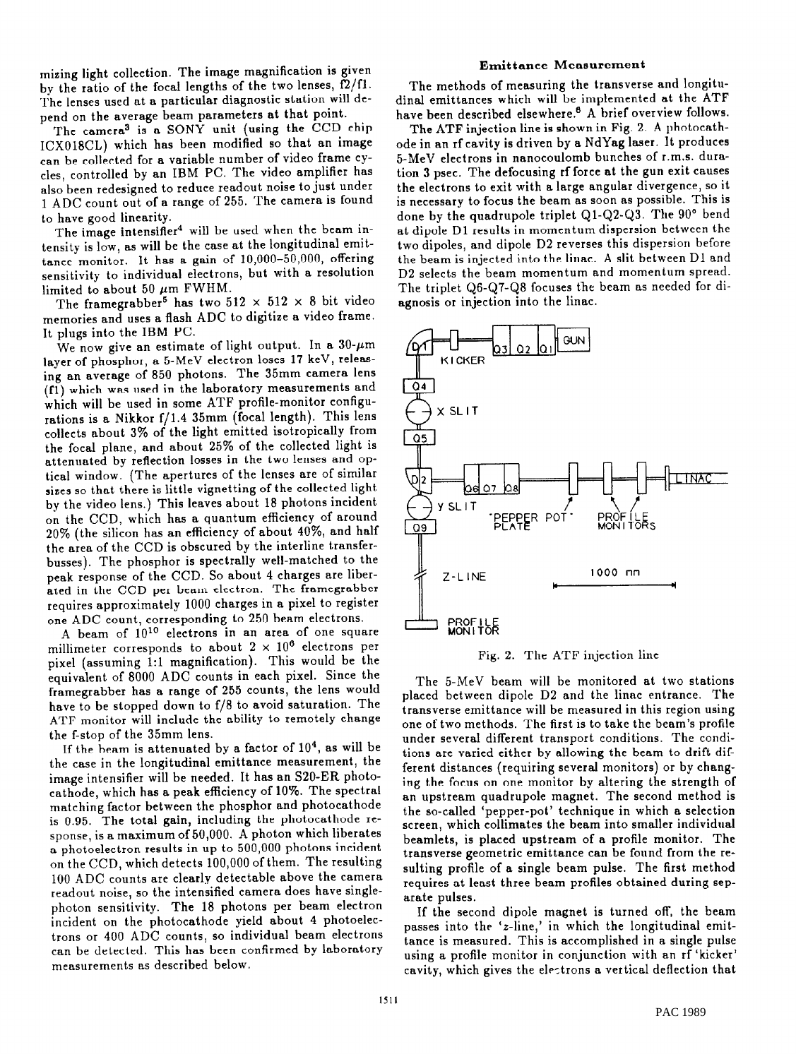mizing light collection. The image magnification is given by the ratio of the focal lengths of the two lenses, f2/f1. The lenses used at a particular diagnostic station will depend on the average beam parameters at that point.

The camera[3] is a SONY unit (using the CCD chip ICX018CL) which has been modified so that an image can be collected for a variable number of video frame cycles, controlled by an IBM PC. The video amplifier has also been redesigned to reduce readout noise to just under 1 ADC count out of a range of 255. The camera is found to have good linearity.

The image intensifier[4] will be used when the beam intensity is low, as will be the case at the longitudinal emittance monitor. It has a gain of 10,000–50,000, offering sensitivity to individual electrons, but with a resolution limited to about 50 $\mu$m FWHM.

The framegrabber[5] has two 512 × 512 × 8 bit video memories and uses a flash ADC to digitize a video frame. It plugs into the IBM PC.

We now give an estimate of light output. In a 30-$\mu$m layer of phosphor, a 5-MeV electron loses 17 keV, releasing an average of 850 photons. The 35mm camera lens (f1) which was used in the laboratory measurements and which will be used in some ATF profile-monitor configurations is a Nikkor f/1.4 35mm (focal length). This lens collects about 3% of the light emitted isotropically from the focal plane, and about 25% of the collected light is attenuated by reflection losses in the two lenses and optical window. (The apertures of the lenses are of similar sizes so that there is little vignetting of the collected light by the video lens.) This leaves about 18 photons incident on the CCD, which has a quantum efficiency of around 20% (the silicon has an efficiency of about 40%, and half the area of the CCD is obscured by the interline transfer-busses). The phosphor is spectrally well-matched to the peak response of the CCD. So about 4 charges are liberated in the CCD per beam electron. The framegrabber requires approximately 1000 charges in a pixel to register one ADC count, corresponding to 250 beam electrons.

A beam of $10^{10}$ electrons in an area of one square millimeter corresponds to about $2 \times 10^6$ electrons per pixel (assuming 1:1 magnification). This would be the equivalent of 8000 ADC counts in each pixel. Since the framegrabber has a range of 255 counts, the lens would have to be stopped down to f/8 to avoid saturation. The ATF monitor will include the ability to remotely change the f-stop of the 35mm lens.

If the beam is attenuated by a factor of $10^4$, as will be the case in the longitudinal emittance measurement, the image intensifier will be needed. It has an S20-ER photocathode, which has a peak efficiency of 10%. The spectral matching factor between the phosphor and photocathode is 0.95. The total gain, including the photocathode response, is a maximum of 50,000. A photon which liberates a photoelectron results in up to 500,000 photons incident on the CCD, which detects 100,000 of them. The resulting 100 ADC counts are clearly detectable above the camera readout noise, so the intensified camera does have single-photon sensitivity. The 18 photons per beam electron incident on the photocathode yield about 4 photoelectrons or 400 ADC counts, so individual beam electrons can be detected. This has been confirmed by laboratory measurements as described below.

### Emittance Measurement

The methods of measuring the transverse and longitudinal emittances which will be implemented at the ATF have been described elsewhere.[6] A brief overview follows.

The ATF injection line is shown in Fig. 2. A photocathode in an rf cavity is driven by a NdYag laser. It produces 5-MeV electrons in nanocoulomb bunches of r.m.s. duration 3 psec. The defocusing rf force at the gun exit causes the electrons to exit with a large angular divergence, so it is necessary to focus the beam as soon as possible. This is done by the quadrupole triplet Q1-Q2-Q3. The 90° bend at dipole D1 results in momentum dispersion between the two dipoles, and dipole D2 reverses this dispersion before the beam is injected into the linac. A slit between D1 and D2 selects the beam momentum and momentum spread. The triplet Q6-Q7-Q8 focuses the beam as needed for diagnosis or injection into the linac.

Fig. 2. The ATF injection line

The 5-MeV beam will be monitored at two stations placed between dipole D2 and the linac entrance. The transverse emittance will be measured in this region using one of two methods. The first is to take the beam's profile under several different transport conditions. The conditions are varied either by allowing the beam to drift different distances (requiring several monitors) or by changing the focus on one monitor by altering the strength of an upstream quadrupole magnet. The second method is the so-called 'pepper-pot' technique in which a selection screen, which collimates the beam into smaller individual beamlets, is placed upstream of a profile monitor. The transverse geometric emittance can be found from the resulting profile of a single beam pulse. The first method requires at least three beam profiles obtained during separate pulses.

If the second dipole magnet is turned off, the beam passes into the 'z-line,' in which the longitudinal emittance is measured. This is accomplished in a single pulse using a profile monitor in conjunction with an rf 'kicker' cavity, which gives the electrons a vertical deflection that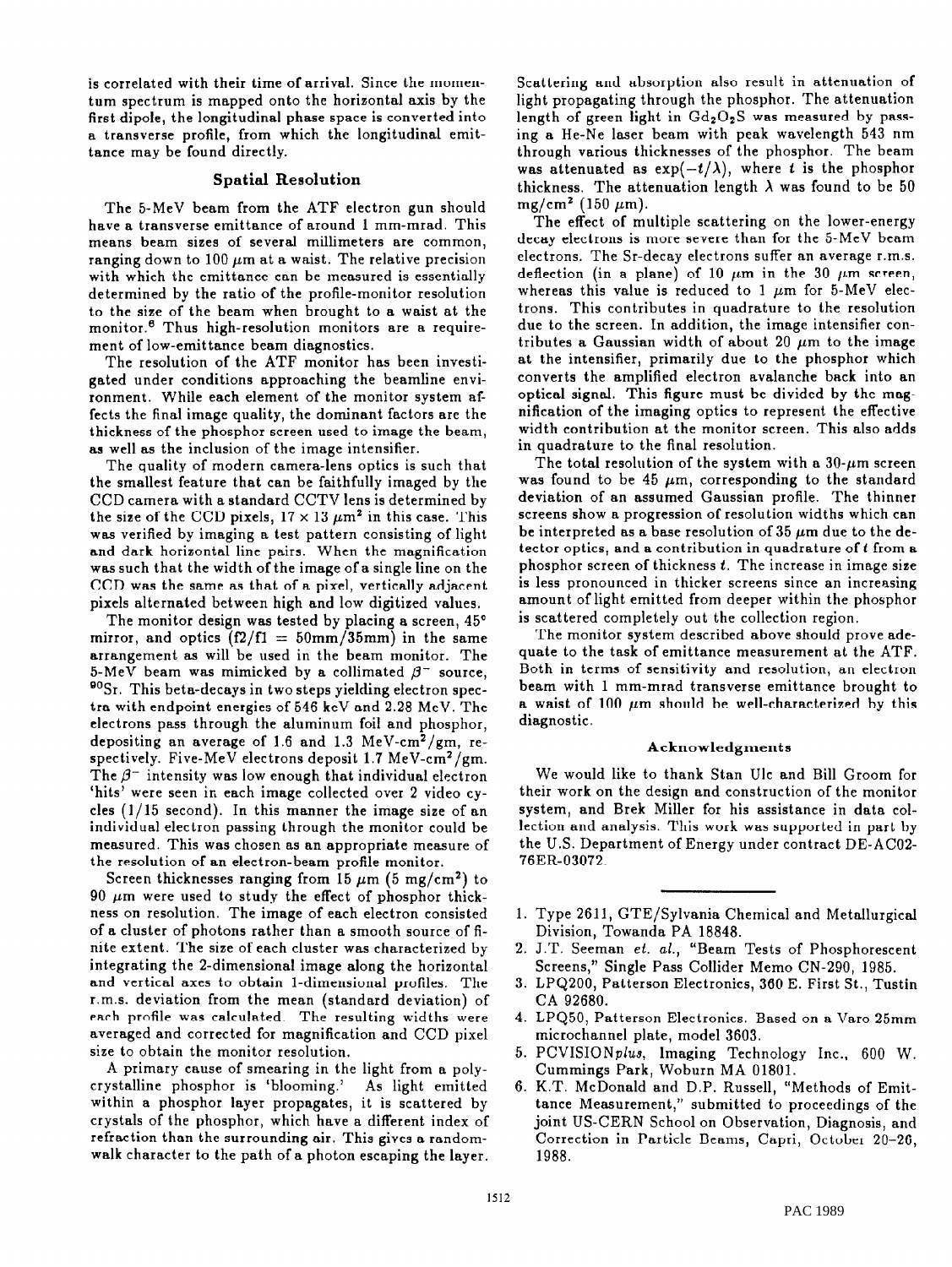is correlated with their time of arrival. Since the momentum spectrum is mapped onto the horizontal axis by the first dipole, the longitudinal phase space is converted into a transverse profile, from which the longitudinal emittance may be found directly.

## Spatial Resolution

The 5-MeV beam from the ATF electron gun should have a transverse emittance of around 1 mm-mrad. This means beam sizes of several millimeters are common, ranging down to 100 $\mu$m at a waist. The relative precision with which the emittance can be measured is essentially determined by the ratio of the profile-monitor resolution to the size of the beam when brought to a waist at the monitor.[6] Thus high-resolution monitors are a requirement of low-emittance beam diagnostics.

The resolution of the ATF monitor has been investigated under conditions approaching the beamline environment. While each element of the monitor system affects the final image quality, the dominant factors are the thickness of the phosphor screen used to image the beam, as well as the inclusion of the image intensifier.

The quality of modern camera-lens optics is such that the smallest feature that can be faithfully imaged by the CCD camera with a standard CCTV lens is determined by the size of the CCD pixels, $17 \times 13$ $\mu m^2$ in this case. This was verified by imaging a test pattern consisting of light and dark horizontal line pairs. When the magnification was such that the width of the image of a single line on the CCD was the same as that of a pixel, vertically adjacent pixels alternated between high and low digitized values.

The monitor design was tested by placing a screen, 45° mirror, and optics ($f2/f1$ = 50mm/35mm) in the same arrangement as will be used in the beam monitor. The 5-MeV beam was mimicked by a collimated $\beta^-$ source, $^{90}$Sr. This beta-decays in two steps yielding electron spectra with endpoint energies of 546 keV and 2.28 MeV. The electrons pass through the aluminum foil and phosphor, depositing an average of 1.6 and 1.3 MeV-cm$^2$/gm, respectively. Five-MeV electrons deposit 1.7 MeV-cm$^2$/gm. The $\beta^-$ intensity was low enough that individual electron 'hits' were seen in each image collected over 2 video cycles (1/15 second). In this manner the image size of an individual electron passing through the monitor could be measured. This was chosen as an appropriate measure of the resolution of an electron-beam profile monitor.

Screen thicknesses ranging from 15 $\mu$m (5 mg/cm$^2$) to 90 $\mu$m were used to study the effect of phosphor thickness on resolution. The image of each electron consisted of a cluster of photons rather than a smooth source of finite extent. The size of each cluster was characterized by integrating the 2-dimensional image along the horizontal and vertical axes to obtain 1-dimensional profiles. The r.m.s. deviation from the mean (standard deviation) of each profile was calculated. The resulting widths were averaged and corrected for magnification and CCD pixel size to obtain the monitor resolution.

A primary cause of smearing in the light from a polycrystalline phosphor is 'blooming.' As light emitted within a phosphor layer propagates, it is scattered by crystals of the phosphor, which have a different index of refraction than the surrounding air. This gives a random-walk character to the path of a photon escaping the layer. Scattering and absorption also result in attenuation of light propagating through the phosphor. The attenuation length of green light in $Gd_2O_2S$ was measured by passing a He-Ne laser beam with peak wavelength 543 nm through various thicknesses of the phosphor. The beam was attenuated as $\exp(-t/\lambda)$, where $t$ is the phosphor thickness. The attenuation length $\lambda$ was found to be 50 mg/cm$^2$ (150 $\mu$m).

The effect of multiple scattering on the lower-energy decay electrons is more severe than for the 5-MeV beam electrons. The Sr-decay electrons suffer an average r.m.s. deflection (in a plane) of 10 $\mu$m in the 30 $\mu$m screen, whereas this value is reduced to 1 $\mu$m for 5-MeV electrons. This contributes in quadrature to the resolution due to the screen. In addition, the image intensifier contributes a Gaussian width of about 20 $\mu$m to the image at the intensifier, primarily due to the phosphor which converts the amplified electron avalanche back into an optical signal. This figure must be divided by the magnification of the imaging optics to represent the effective width contribution at the monitor screen. This also adds in quadrature to the final resolution.

The total resolution of the system with a 30-$\mu$m screen was found to be 45 $\mu$m, corresponding to the standard deviation of an assumed Gaussian profile. The thinner screens show a progression of resolution widths which can be interpreted as a base resolution of 35 $\mu$m due to the detector optics, and a contribution in quadrature of $t$ from a phosphor screen of thickness $t$. The increase in image size is less pronounced in thicker screens since an increasing amount of light emitted from deeper within the phosphor is scattered completely out the collection region.

The monitor system described above should prove adequate to the task of emittance measurement at the ATF. Both in terms of sensitivity and resolution, an electron beam with 1 mm-mrad transverse emittance brought to a waist of 100 $\mu$m should be well-characterized by this diagnostic.

### Acknowledgments

We would like to thank Stan Ulc and Bill Groom for their work on the design and construction of the monitor system, and Brek Miller for his assistance in data collection and analysis. This work was supported in part by the U.S. Department of Energy under contract DE-AC02-76ER-03072.

---

1. Type 2611, GTE/Sylvania Chemical and Metallurgical Division, Towanda PA 18848.
2. J.T. Seeman *et. al.*, "Beam Tests of Phosphorescent Screens," Single Pass Collider Memo CN-290, 1985.
3. LPQ200, Patterson Electronics, 360 E. First St., Tustin CA 92680.
4. LPQ50, Patterson Electronics. Based on a Varo 25mm microchannel plate, model 3603.
5. PCVISION*plus*, Imaging Technology Inc., 600 W. Cummings Park, Woburn MA 01801.
6. K.T. McDonald and D.P. Russell, "Methods of Emittance Measurement," submitted to proceedings of the joint US-CERN School on Observation, Diagnosis, and Correction in Particle Beams, Capri, October 20–26, 1988.